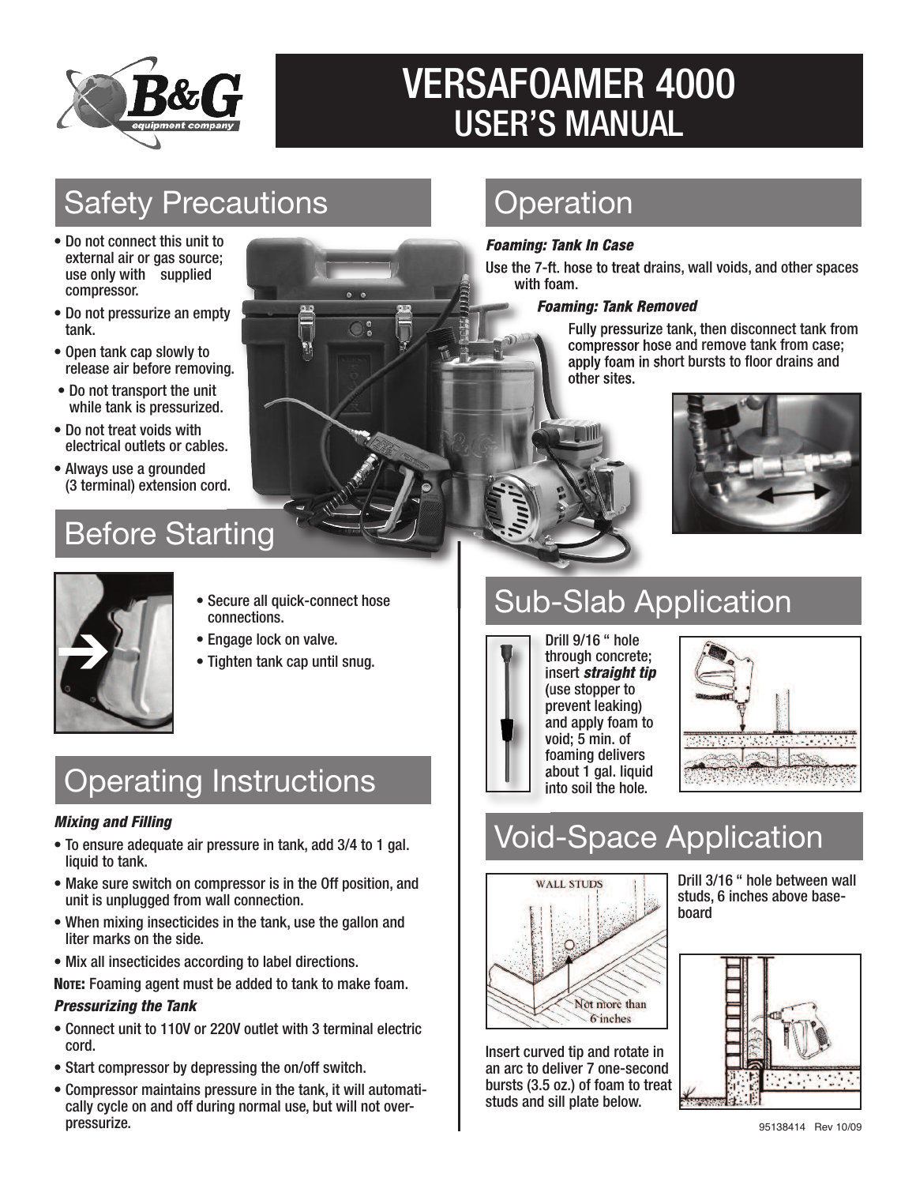# VERSAFOAMER 4000
# USER'S MANUAL

## Safety Precautions

- Do not connect this unit to external air or gas source; use only with supplied compressor.
- Do not pressurize an empty tank.
- Open tank cap slowly to release air before removing.
- Do not transport the unit while tank is pressurized.
- Do not treat voids with electrical outlets or cables.
- Always use a grounded (3 terminal) extension cord.

## Before Starting

- Secure all quick-connect hose connections.
- Engage lock on valve.
- Tighten tank cap until snug.

## Operating Instructions

***Mixing and Filling***

- To ensure adequate air pressure in tank, add 3/4 to 1 gal. liquid to tank.
- Make sure switch on compressor is in the Off position, and unit is unplugged from wall connection.
- When mixing insecticides in the tank, use the gallon and liter marks on the side.
- Mix all insecticides according to label directions.

**Note:** Foaming agent must be added to tank to make foam.

***Pressurizing the Tank***

- Connect unit to 110V or 220V outlet with 3 terminal electric cord.
- Start compressor by depressing the on/off switch.
- Compressor maintains pressure in the tank, it will automatically cycle on and off during normal use, but will not over-pressurize.

## Operation

***Foaming: Tank In Case***

Use the 7-ft. hose to treat drains, wall voids, and other spaces with foam.

***Foaming: Tank Removed***

Fully pressurize tank, then disconnect tank from compressor hose and remove tank from case; apply foam in short bursts to floor drains and other sites.

## Sub-Slab Application

Drill 9/16 " hole through concrete; insert ***straight tip*** (use stopper to prevent leaking) and apply foam to void; 5 min. of foaming delivers about 1 gal. liquid into soil the hole.

## Void-Space Application

WALL STUDS

Not more than 6 inches

Drill 3/16 " hole between wall studs, 6 inches above baseboard

Insert curved tip and rotate in an arc to deliver 7 one-second bursts (3.5 oz.) of foam to treat studs and sill plate below.

95138414 Rev 10/09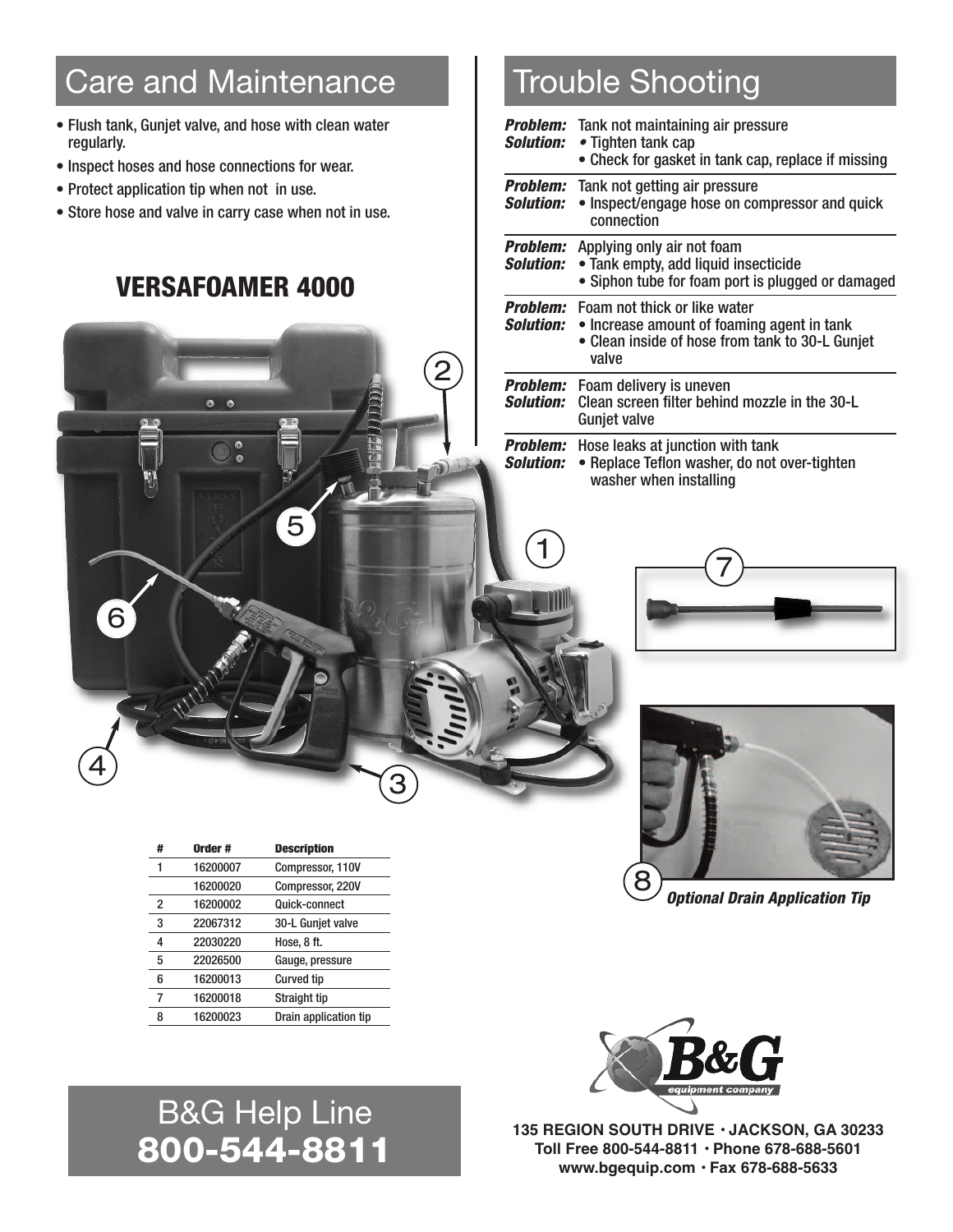## Care and Maintenance

- Flush tank, Gunjet valve, and hose with clean water regularly.
- Inspect hoses and hose connections for wear.
- Protect application tip when not in use.
- Store hose and valve in carry case when not in use.

## VERSAFOAMER 4000

| # | Order # | Description |
|---|---|---|
| 1 | 16200007 | Compressor, 110V |
| | 16200020 | Compressor, 220V |
| 2 | 16200002 | Quick-connect |
| 3 | 22067312 | 30-L Gunjet valve |
| 4 | 22030220 | Hose, 8 ft. |
| 5 | 22026500 | Gauge, pressure |
| 6 | 16200013 | Curved tip |
| 7 | 16200018 | Straight tip |
| 8 | 16200023 | Drain application tip |

## Trouble Shooting

***Problem:*** Tank not maintaining air pressure
***Solution:***
- Tighten tank cap
- Check for gasket in tank cap, replace if missing

***Problem:*** Tank not getting air pressure
***Solution:***
- Inspect/engage hose on compressor and quick connection

***Problem:*** Applying only air not foam
***Solution:***
- Tank empty, add liquid insecticide
- Siphon tube for foam port is plugged or damaged

***Problem:*** Foam not thick or like water
***Solution:***
- Increase amount of foaming agent in tank
- Clean inside of hose from tank to 30-L Gunjet valve

***Problem:*** Foam delivery is uneven
***Solution:*** Clean screen filter behind mozzle in the 30-L Gunjet valve

***Problem:*** Hose leaks at junction with tank
***Solution:***
- Replace Teflon washer, do not over-tighten washer when installing

*Optional Drain Application Tip*

## B&G Help Line
## 800-544-8811

**135 REGION SOUTH DRIVE · JACKSON, GA 30233**
**Toll Free 800-544-8811 · Phone 678-688-5601**
**www.bgequip.com · Fax 678-688-5633**